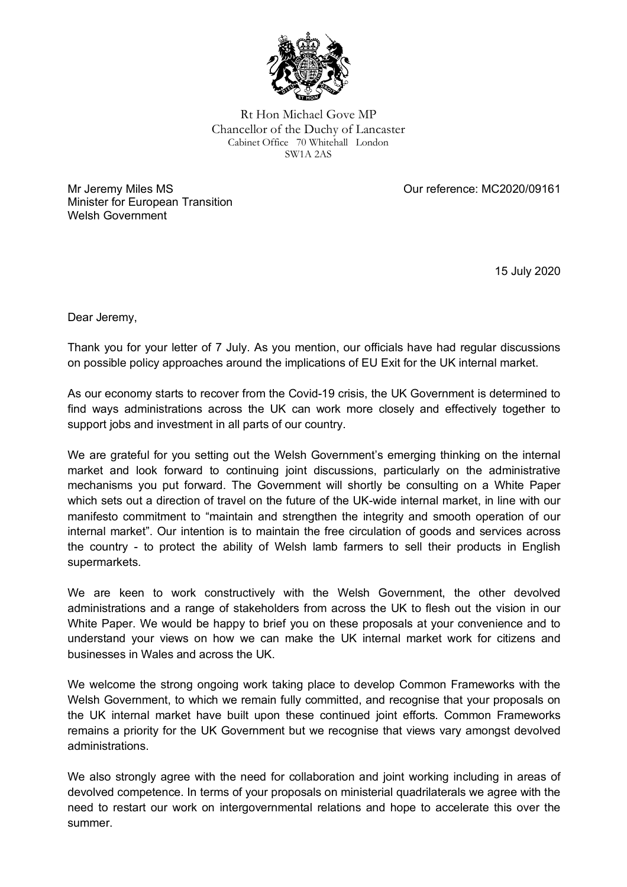Rt Hon Michael Gove MP
Chancellor of the Duchy of Lancaster
Cabinet Office 70 Whitehall London
SW1A 2AS

Mr Jeremy Miles MS
Minister for European Transition
Welsh Government

Our reference: MC2020/09161

15 July 2020

Dear Jeremy,

Thank you for your letter of 7 July. As you mention, our officials have had regular discussions on possible policy approaches around the implications of EU Exit for the UK internal market.

As our economy starts to recover from the Covid-19 crisis, the UK Government is determined to find ways administrations across the UK can work more closely and effectively together to support jobs and investment in all parts of our country.

We are grateful for you setting out the Welsh Government's emerging thinking on the internal market and look forward to continuing joint discussions, particularly on the administrative mechanisms you put forward. The Government will shortly be consulting on a White Paper which sets out a direction of travel on the future of the UK-wide internal market, in line with our manifesto commitment to "maintain and strengthen the integrity and smooth operation of our internal market". Our intention is to maintain the free circulation of goods and services across the country - to protect the ability of Welsh lamb farmers to sell their products in English supermarkets.

We are keen to work constructively with the Welsh Government, the other devolved administrations and a range of stakeholders from across the UK to flesh out the vision in our White Paper. We would be happy to brief you on these proposals at your convenience and to understand your views on how we can make the UK internal market work for citizens and businesses in Wales and across the UK.

We welcome the strong ongoing work taking place to develop Common Frameworks with the Welsh Government, to which we remain fully committed, and recognise that your proposals on the UK internal market have built upon these continued joint efforts. Common Frameworks remains a priority for the UK Government but we recognise that views vary amongst devolved administrations.

We also strongly agree with the need for collaboration and joint working including in areas of devolved competence. In terms of your proposals on ministerial quadrilaterals we agree with the need to restart our work on intergovernmental relations and hope to accelerate this over the summer.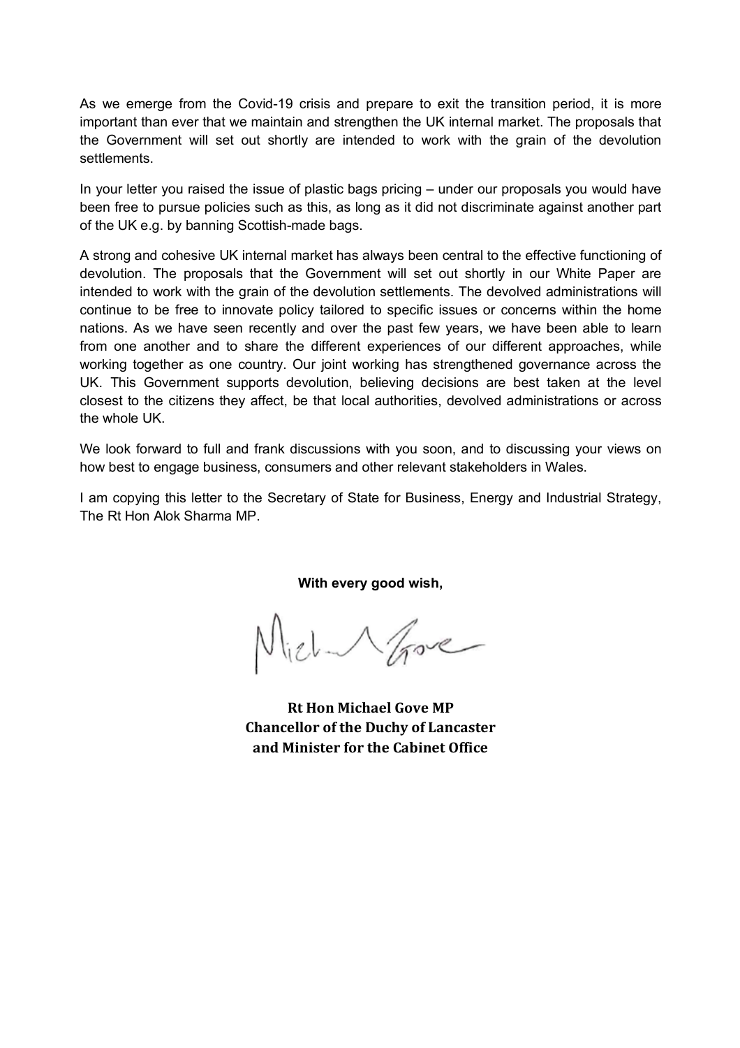As we emerge from the Covid-19 crisis and prepare to exit the transition period, it is more important than ever that we maintain and strengthen the UK internal market. The proposals that the Government will set out shortly are intended to work with the grain of the devolution settlements.

In your letter you raised the issue of plastic bags pricing – under our proposals you would have been free to pursue policies such as this, as long as it did not discriminate against another part of the UK e.g. by banning Scottish-made bags.

A strong and cohesive UK internal market has always been central to the effective functioning of devolution. The proposals that the Government will set out shortly in our White Paper are intended to work with the grain of the devolution settlements. The devolved administrations will continue to be free to innovate policy tailored to specific issues or concerns within the home nations. As we have seen recently and over the past few years, we have been able to learn from one another and to share the different experiences of our different approaches, while working together as one country. Our joint working has strengthened governance across the UK. This Government supports devolution, believing decisions are best taken at the level closest to the citizens they affect, be that local authorities, devolved administrations or across the whole UK.

We look forward to full and frank discussions with you soon, and to discussing your views on how best to engage business, consumers and other relevant stakeholders in Wales.

I am copying this letter to the Secretary of State for Business, Energy and Industrial Strategy, The Rt Hon Alok Sharma MP.

**With every good wish,**

**Rt Hon Michael Gove MP**
**Chancellor of the Duchy of Lancaster**
**and Minister for the Cabinet Office**